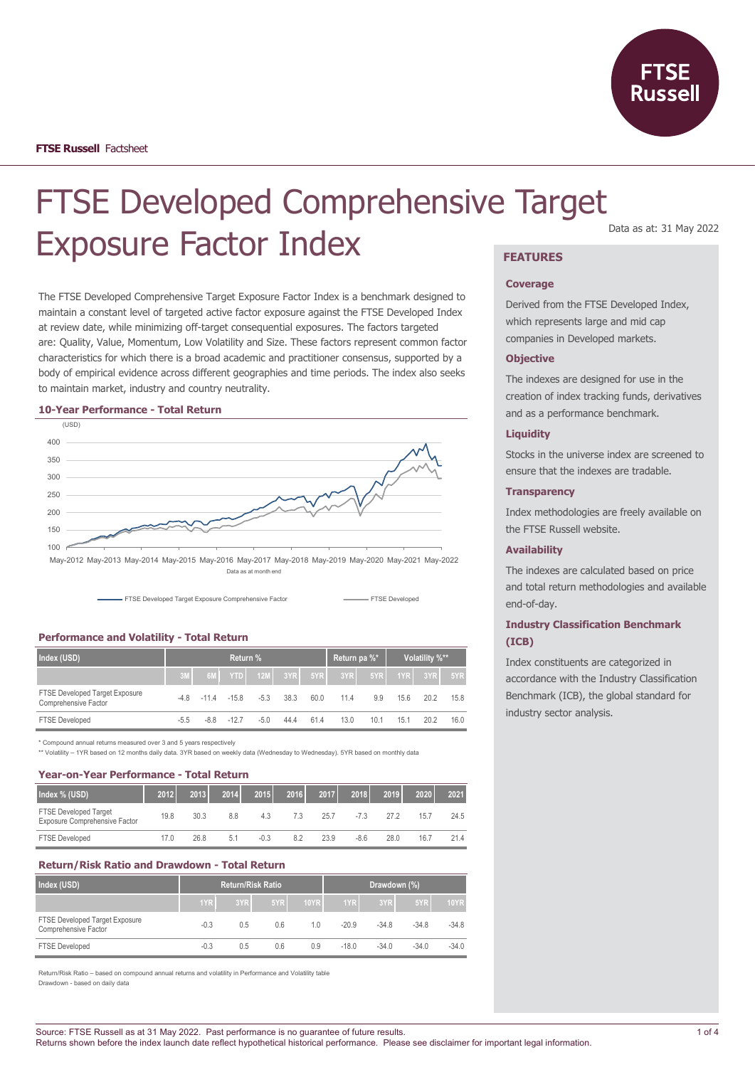FTSE Russell Factsheet

# FTSE Developed Comprehensive Target Exposure Factor Index

Data as at: 31 May 2022

The FTSE Developed Comprehensive Target Exposure Factor Index is a benchmark designed to maintain a constant level of targeted active factor exposure against the FTSE Developed Index at review date, while minimizing off-target consequential exposures. The factors targeted are: Quality, Value, Momentum, Low Volatility and Size. These factors represent common factor characteristics for which there is a broad academic and practitioner consensus, supported by a body of empirical evidence across different geographies and time periods. The index also seeks to maintain market, industry and country neutrality.

### 10-Year Performance - Total Return

(USD)

Data as at month end

FTSE Developed Target Exposure Comprehensive Factor — FTSE Developed

### Performance and Volatility - Total Return

| Index (USD) | Return % | | | | | | Return pa %* | | Volatility %** | | |
|---|---|---|---|---|---|---|---|---|---|---|---|
| | 3M | 6M | YTD | 12M | 3YR | 5YR | 3YR | 5YR | 1YR | 3YR | 5YR |
| FTSE Developed Target Exposure Comprehensive Factor | -4.8 | -11.4 | -15.8 | -5.3 | 38.3 | 60.0 | 11.4 | 9.9 | 15.6 | 20.2 | 15.8 |
| FTSE Developed | -5.5 | -8.8 | -12.7 | -5.0 | 44.4 | 61.4 | 13.0 | 10.1 | 15.1 | 20.2 | 16.0 |

\* Compound annual returns measured over 3 and 5 years respectively
\*\* Volatility – 1YR based on 12 months daily data. 3YR based on weekly data (Wednesday to Wednesday). 5YR based on monthly data

### Year-on-Year Performance - Total Return

| Index % (USD) | 2012 | 2013 | 2014 | 2015 | 2016 | 2017 | 2018 | 2019 | 2020 | 2021 |
|---|---|---|---|---|---|---|---|---|---|---|
| FTSE Developed Target Exposure Comprehensive Factor | 19.8 | 30.3 | 8.8 | 4.3 | 7.3 | 25.7 | -7.3 | 27.2 | 15.7 | 24.5 |
| FTSE Developed | 17.0 | 26.8 | 5.1 | -0.3 | 8.2 | 23.9 | -8.6 | 28.0 | 16.7 | 21.4 |

### Return/Risk Ratio and Drawdown - Total Return

| Index (USD) | Return/Risk Ratio | | | | Drawdown (%) | | | |
|---|---|---|---|---|---|---|---|---|
| | 1YR | 3YR | 5YR | 10YR | 1YR | 3YR | 5YR | 10YR |
| FTSE Developed Target Exposure Comprehensive Factor | -0.3 | 0.5 | 0.6 | 1.0 | -20.9 | -34.8 | -34.8 | -34.8 |
| FTSE Developed | -0.3 | 0.5 | 0.6 | 0.9 | -18.0 | -34.0 | -34.0 | -34.0 |

Return/Risk Ratio – based on compound annual returns and volatility in Performance and Volatility table
Drawdown - based on daily data

## FEATURES

### Coverage

Derived from the FTSE Developed Index, which represents large and mid cap companies in Developed markets.

### Objective

The indexes are designed for use in the creation of index tracking funds, derivatives and as a performance benchmark.

### Liquidity

Stocks in the universe index are screened to ensure that the indexes are tradable.

### Transparency

Index methodologies are freely available on the FTSE Russell website.

### Availability

The indexes are calculated based on price and total return methodologies and available end-of-day.

### Industry Classification Benchmark (ICB)

Index constituents are categorized in accordance with the Industry Classification Benchmark (ICB), the global standard for industry sector analysis.

Source: FTSE Russell as at 31 May 2022. Past performance is no guarantee of future results.
Returns shown before the index launch date reflect hypothetical historical performance. Please see disclaimer for important legal information.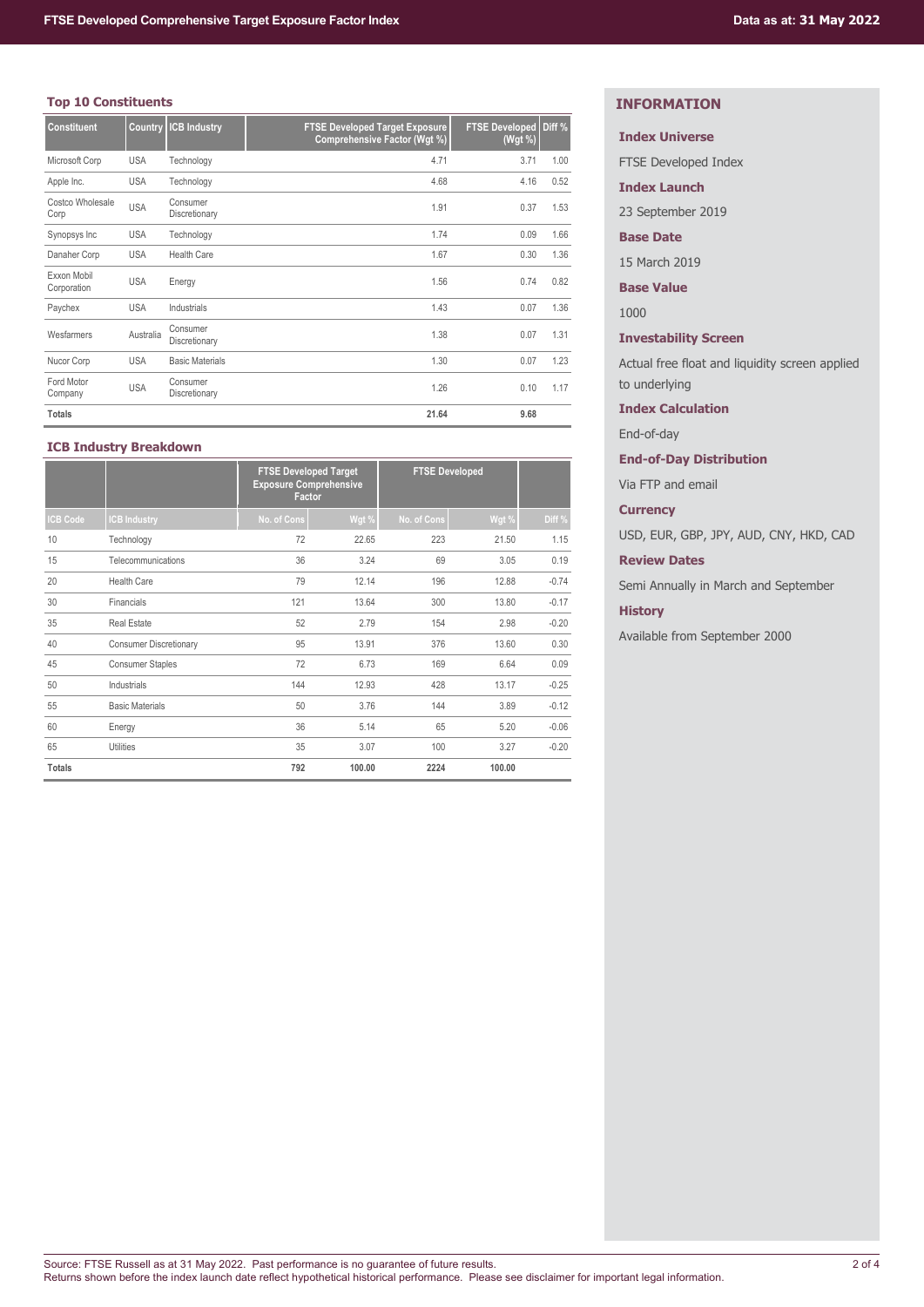## Top 10 Constituents

| Constituent | Country | ICB Industry | FTSE Developed Target Exposure Comprehensive Factor (Wgt %) | FTSE Developed (Wgt %) | Diff % |
|---|---|---|---|---|---|
| Microsoft Corp | USA | Technology | 4.71 | 3.71 | 1.00 |
| Apple Inc. | USA | Technology | 4.68 | 4.16 | 0.52 |
| Costco Wholesale Corp | USA | Consumer Discretionary | 1.91 | 0.37 | 1.53 |
| Synopsys Inc | USA | Technology | 1.74 | 0.09 | 1.66 |
| Danaher Corp | USA | Health Care | 1.67 | 0.30 | 1.36 |
| Exxon Mobil Corporation | USA | Energy | 1.56 | 0.74 | 0.82 |
| Paychex | USA | Industrials | 1.43 | 0.07 | 1.36 |
| Wesfarmers | Australia | Consumer Discretionary | 1.38 | 0.07 | 1.31 |
| Nucor Corp | USA | Basic Materials | 1.30 | 0.07 | 1.23 |
| Ford Motor Company | USA | Consumer Discretionary | 1.26 | 0.10 | 1.17 |
| Totals | | | 21.64 | 9.68 | |

## ICB Industry Breakdown

| | | FTSE Developed Target Exposure Comprehensive Factor | | FTSE Developed | | |
|---|---|---|---|---|---|---|
| ICB Code | ICB Industry | No. of Cons | Wgt % | No. of Cons | Wgt % | Diff % |
| 10 | Technology | 72 | 22.65 | 223 | 21.50 | 1.15 |
| 15 | Telecommunications | 36 | 3.24 | 69 | 3.05 | 0.19 |
| 20 | Health Care | 79 | 12.14 | 196 | 12.88 | -0.74 |
| 30 | Financials | 121 | 13.64 | 300 | 13.80 | -0.17 |
| 35 | Real Estate | 52 | 2.79 | 154 | 2.98 | -0.20 |
| 40 | Consumer Discretionary | 95 | 13.91 | 376 | 13.60 | 0.30 |
| 45 | Consumer Staples | 72 | 6.73 | 169 | 6.64 | 0.09 |
| 50 | Industrials | 144 | 12.93 | 428 | 13.17 | -0.25 |
| 55 | Basic Materials | 50 | 3.76 | 144 | 3.89 | -0.12 |
| 60 | Energy | 36 | 5.14 | 65 | 5.20 | -0.06 |
| 65 | Utilities | 35 | 3.07 | 100 | 3.27 | -0.20 |
| Totals | | 792 | 100.00 | 2224 | 100.00 | |

## INFORMATION

**Index Universe**

FTSE Developed Index

**Index Launch**

23 September 2019

**Base Date**

15 March 2019

**Base Value**

1000

**Investability Screen**

Actual free float and liquidity screen applied to underlying

**Index Calculation**

End-of-day

**End-of-Day Distribution**

Via FTP and email

**Currency**

USD, EUR, GBP, JPY, AUD, CNY, HKD, CAD

**Review Dates**

Semi Annually in March and September

**History**

Available from September 2000

Source: FTSE Russell as at 31 May 2022. Past performance is no guarantee of future results.
Returns shown before the index launch date reflect hypothetical historical performance. Please see disclaimer for important legal information.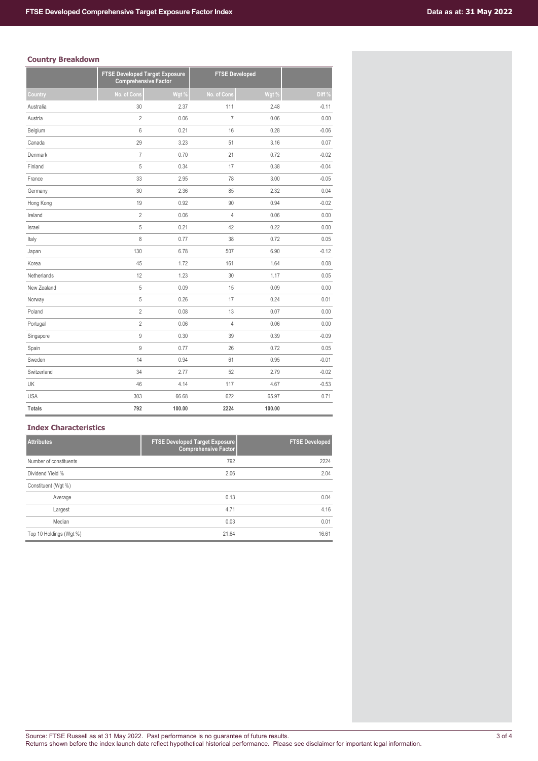## Country Breakdown

| | FTSE Developed Target Exposure Comprehensive Factor | | FTSE Developed | | |
|---|---|---|---|---|---|
| Country | No. of Cons | Wgt % | No. of Cons | Wgt % | Diff % |
| Australia | 30 | 2.37 | 111 | 2.48 | -0.11 |
| Austria | 2 | 0.06 | 7 | 0.06 | 0.00 |
| Belgium | 6 | 0.21 | 16 | 0.28 | -0.06 |
| Canada | 29 | 3.23 | 51 | 3.16 | 0.07 |
| Denmark | 7 | 0.70 | 21 | 0.72 | -0.02 |
| Finland | 5 | 0.34 | 17 | 0.38 | -0.04 |
| France | 33 | 2.95 | 78 | 3.00 | -0.05 |
| Germany | 30 | 2.36 | 85 | 2.32 | 0.04 |
| Hong Kong | 19 | 0.92 | 90 | 0.94 | -0.02 |
| Ireland | 2 | 0.06 | 4 | 0.06 | 0.00 |
| Israel | 5 | 0.21 | 42 | 0.22 | 0.00 |
| Italy | 8 | 0.77 | 38 | 0.72 | 0.05 |
| Japan | 130 | 6.78 | 507 | 6.90 | -0.12 |
| Korea | 45 | 1.72 | 161 | 1.64 | 0.08 |
| Netherlands | 12 | 1.23 | 30 | 1.17 | 0.05 |
| New Zealand | 5 | 0.09 | 15 | 0.09 | 0.00 |
| Norway | 5 | 0.26 | 17 | 0.24 | 0.01 |
| Poland | 2 | 0.08 | 13 | 0.07 | 0.00 |
| Portugal | 2 | 0.06 | 4 | 0.06 | 0.00 |
| Singapore | 9 | 0.30 | 39 | 0.39 | -0.09 |
| Spain | 9 | 0.77 | 26 | 0.72 | 0.05 |
| Sweden | 14 | 0.94 | 61 | 0.95 | -0.01 |
| Switzerland | 34 | 2.77 | 52 | 2.79 | -0.02 |
| UK | 46 | 4.14 | 117 | 4.67 | -0.53 |
| USA | 303 | 66.68 | 622 | 65.97 | 0.71 |
| **Totals** | **792** | **100.00** | **2224** | **100.00** | |

## Index Characteristics

| Attributes | FTSE Developed Target Exposure Comprehensive Factor | FTSE Developed |
|---|---|---|
| Number of constituents | 792 | 2224 |
| Dividend Yield % | 2.06 | 2.04 |
| Constituent (Wgt %) | | |
| Average | 0.13 | 0.04 |
| Largest | 4.71 | 4.16 |
| Median | 0.03 | 0.01 |
| Top 10 Holdings (Wgt %) | 21.64 | 16.61 |

Source: FTSE Russell as at 31 May 2022. Past performance is no guarantee of future results.
Returns shown before the index launch date reflect hypothetical historical performance. Please see disclaimer for important legal information.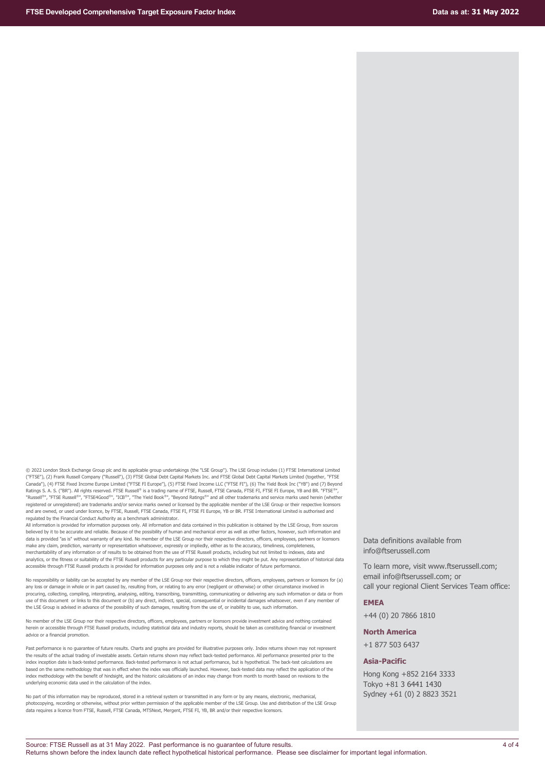© 2022 London Stock Exchange Group plc and its applicable group undertakings (the "LSE Group"). The LSE Group includes (1) FTSE International Limited ("FTSE"), (2) Frank Russell Company ("Russell"), (3) FTSE Global Debt Capital Markets Inc. and FTSE Global Debt Capital Markets Limited (together, "FTSE Canada"), (4) FTSE Fixed Income Europe Limited ("FTSE FI Europe"), (5) FTSE Fixed Income LLC ("FTSE FI"), (6) The Yield Book Inc ("YB") and (7) Beyond Ratings S. A. S. ("BR"). All rights reserved. FTSE Russell® is a trading name of FTSE, Russell, FTSE Canada, FTSE FI, FTSE FI Europe, YB and BR. "FTSE®", "Russell®", "FTSE Russell®", "FTSE4Good®", "ICB®", "The Yield Book®", "Beyond Ratings®" and all other trademarks and service marks used herein (whether registered or unregistered) are trademarks and/or service marks owned or licensed by the applicable member of the LSE Group or their respective licensors and are owned, or used under licence, by FTSE, Russell, FTSE Canada, FTSE FI, FTSE FI Europe, YB or BR. FTSE International Limited is authorised and regulated by the Financial Conduct Authority as a benchmark administrator.

All information is provided for information purposes only. All information and data contained in this publication is obtained by the LSE Group, from sources believed by it to be accurate and reliable. Because of the possibility of human and mechanical error as well as other factors, however, such information and data is provided "as is" without warranty of any kind. No member of the LSE Group nor their respective directors, officers, employees, partners or licensors make any claim, prediction, warranty or representation whatsoever, expressly or impliedly, either as to the accuracy, timeliness, completeness, merchantability of any information or of results to be obtained from the use of FTSE Russell products, including but not limited to indexes, data and analytics, or the fitness or suitability of the FTSE Russell products for any particular purpose to which they might be put. Any representation of historical data accessible through FTSE Russell products is provided for information purposes only and is not a reliable indicator of future performance.

No responsibility or liability can be accepted by any member of the LSE Group nor their respective directors, officers, employees, partners or licensors for (a) any loss or damage in whole or in part caused by, resulting from, or relating to any error (negligent or otherwise) or other circumstance involved in procuring, collecting, compiling, interpreting, analysing, editing, transcribing, transmitting, communicating or delivering any such information or data or from use of this document or links to this document or (b) any direct, indirect, special, consequential or incidental damages whatsoever, even if any member of the LSE Group is advised in advance of the possibility of such damages, resulting from the use of, or inability to use, such information.

No member of the LSE Group nor their respective directors, officers, employees, partners or licensors provide investment advice and nothing contained herein or accessible through FTSE Russell products, including statistical data and industry reports, should be taken as constituting financial or investment advice or a financial promotion.

Past performance is no guarantee of future results. Charts and graphs are provided for illustrative purposes only. Index returns shown may not represent the results of the actual trading of investable assets. Certain returns shown may reflect back-tested performance. All performance presented prior to the index inception date is back-tested performance. Back-tested performance is not actual performance, but is hypothetical. The back-test calculations are based on the same methodology that was in effect when the index was officially launched. However, back-tested data may reflect the application of the index methodology with the benefit of hindsight, and the historic calculations of an index may change from month to month based on revisions to the underlying economic data used in the calculation of the index.

No part of this information may be reproduced, stored in a retrieval system or transmitted in any form or by any means, electronic, mechanical, photocopying, recording or otherwise, without prior written permission of the applicable member of the LSE Group. Use and distribution of the LSE Group data requires a licence from FTSE, Russell, FTSE Canada, MTSNext, Mergent, FTSE FI, YB, BR and/or their respective licensors.

Data definitions available from info@ftserussell.com

To learn more, visit www.ftserussell.com; email info@ftserussell.com; or call your regional Client Services Team office:

**EMEA**

+44 (0) 20 7866 1810

**North America**

+1 877 503 6437

**Asia-Pacific**

Hong Kong +852 2164 3333
Tokyo +81 3 6441 1430
Sydney +61 (0) 2 8823 3521

Source: FTSE Russell as at 31 May 2022. Past performance is no guarantee of future results.
Returns shown before the index launch date reflect hypothetical historical performance. Please see disclaimer for important legal information.